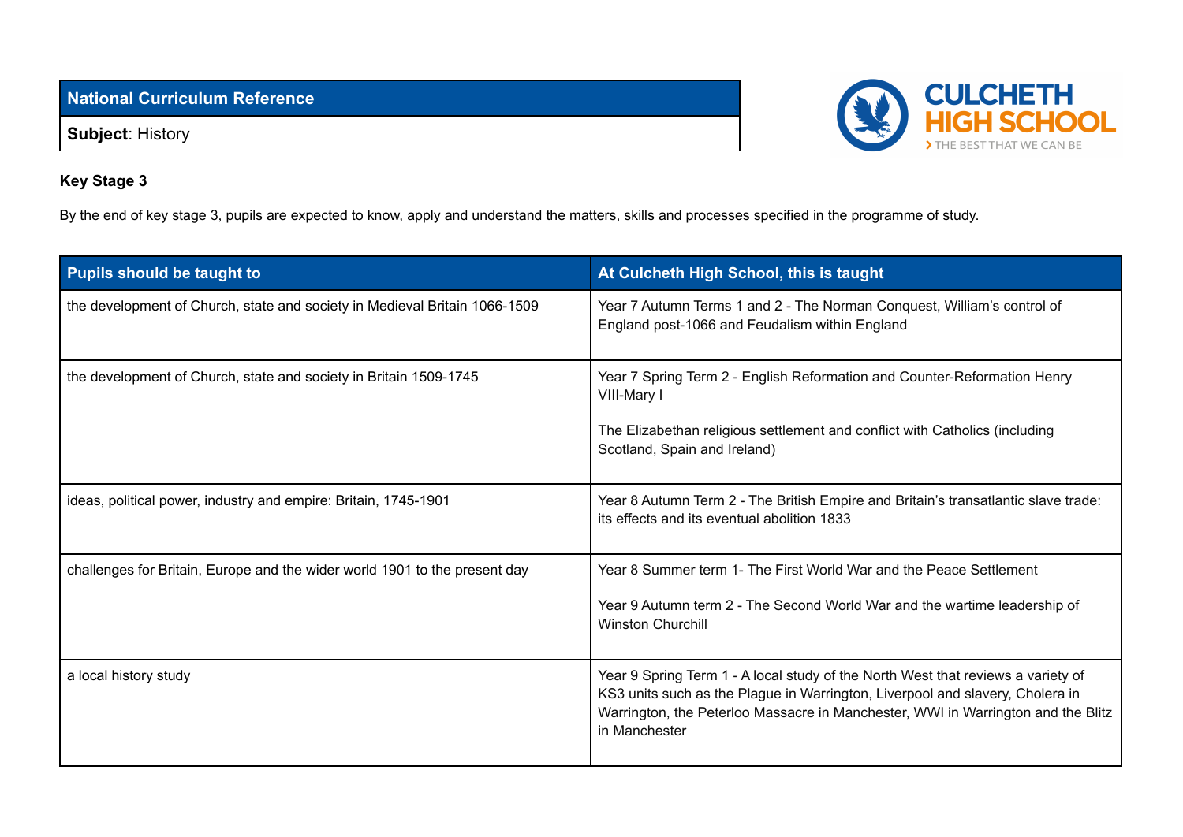| National Curriculum Reference |
| --- |
| **Subject**: History |

CULCHETH HIGH SCHOOL

› THE BEST THAT WE CAN BE

### Key Stage 3

By the end of key stage 3, pupils are expected to know, apply and understand the matters, skills and processes specified in the programme of study.

| Pupils should be taught to | At Culcheth High School, this is taught |
| --- | --- |
| the development of Church, state and society in Medieval Britain 1066-1509 | Year 7 Autumn Terms 1 and 2 - The Norman Conquest, William's control of England post-1066 and Feudalism within England |
| the development of Church, state and society in Britain 1509-1745 | Year 7 Spring Term 2 - English Reformation and Counter-Reformation Henry VIII-Mary I<br><br>The Elizabethan religious settlement and conflict with Catholics (including Scotland, Spain and Ireland) |
| ideas, political power, industry and empire: Britain, 1745-1901 | Year 8 Autumn Term 2 - The British Empire and Britain's transatlantic slave trade: its effects and its eventual abolition 1833 |
| challenges for Britain, Europe and the wider world 1901 to the present day | Year 8 Summer term 1- The First World War and the Peace Settlement<br><br>Year 9 Autumn term 2 - The Second World War and the wartime leadership of Winston Churchill |
| a local history study | Year 9 Spring Term 1 - A local study of the North West that reviews a variety of KS3 units such as the Plague in Warrington, Liverpool and slavery, Cholera in Warrington, the Peterloo Massacre in Manchester, WWI in Warrington and the Blitz in Manchester |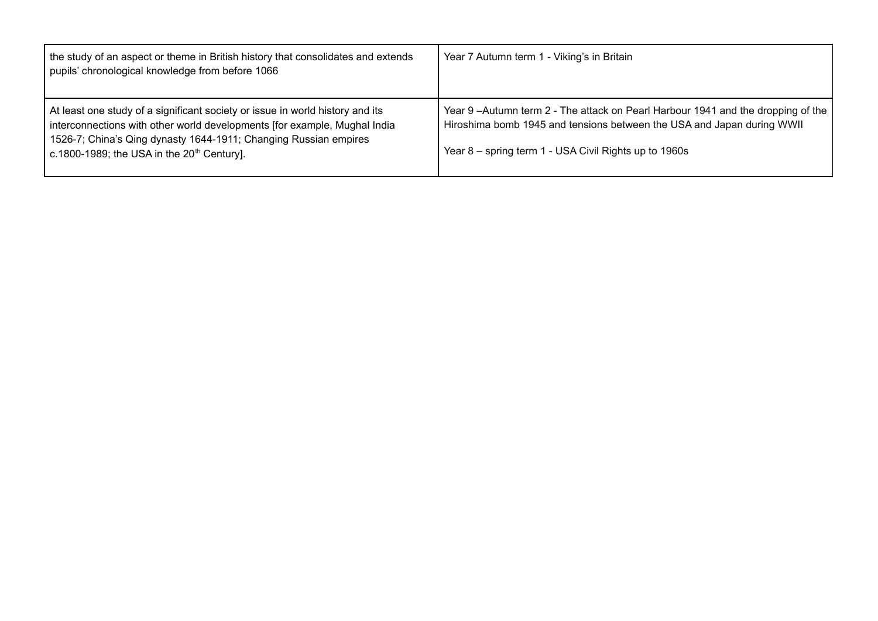| | |
|---|---|
| the study of an aspect or theme in British history that consolidates and extends pupils' chronological knowledge from before 1066 | Year 7 Autumn term 1 - Viking's in Britain |
| At least one study of a significant society or issue in world history and its interconnections with other world developments [for example, Mughal India 1526-7; China's Qing dynasty 1644-1911; Changing Russian empires c.1800-1989; the USA in the 20th Century]. | Year 9 –Autumn term 2 - The attack on Pearl Harbour 1941 and the dropping of the Hiroshima bomb 1945 and tensions between the USA and Japan during WWII<br><br>Year 8 – spring term 1 - USA Civil Rights up to 1960s |